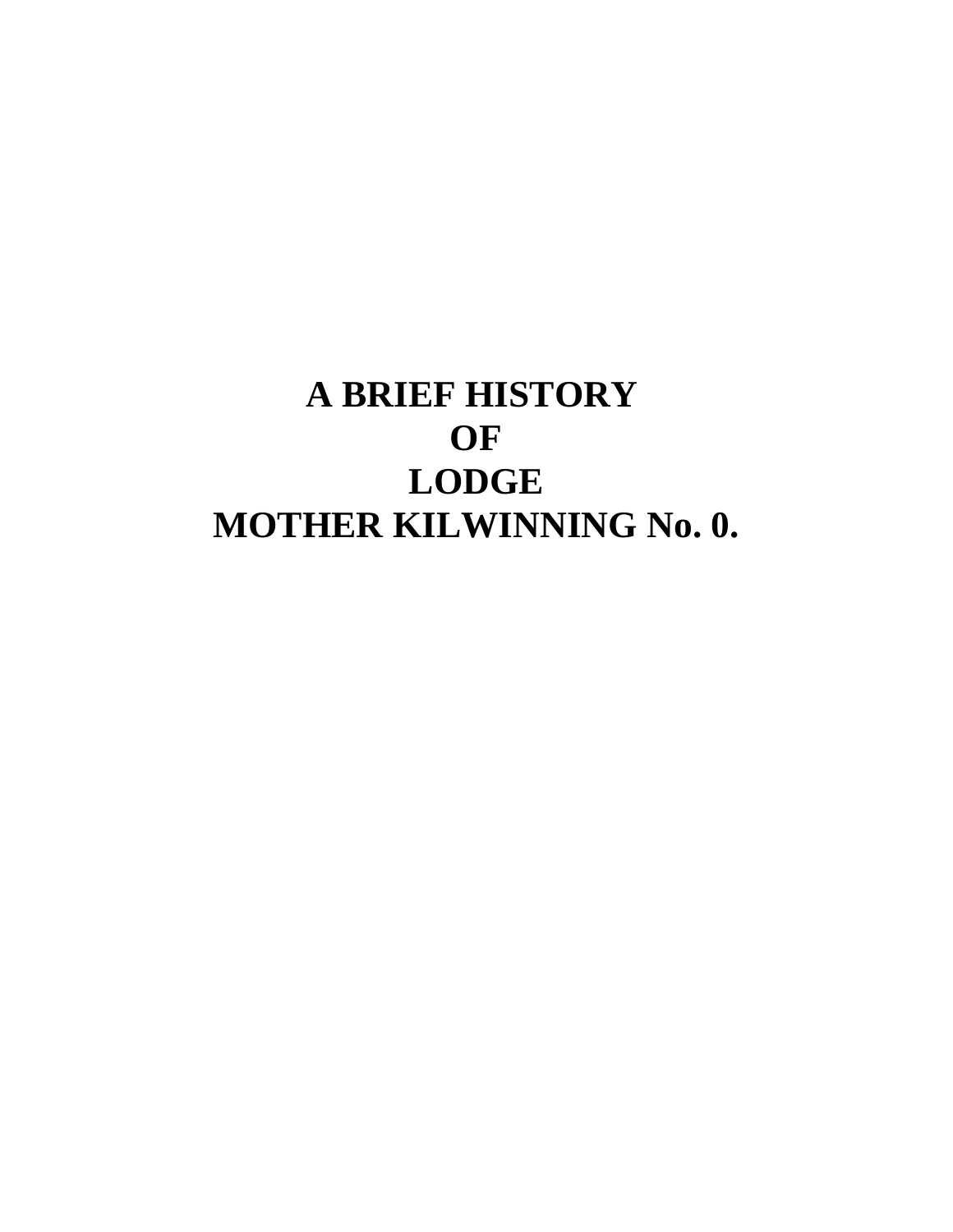# A BRIEF HISTORY OF LODGE MOTHER KILWINNING No. 0.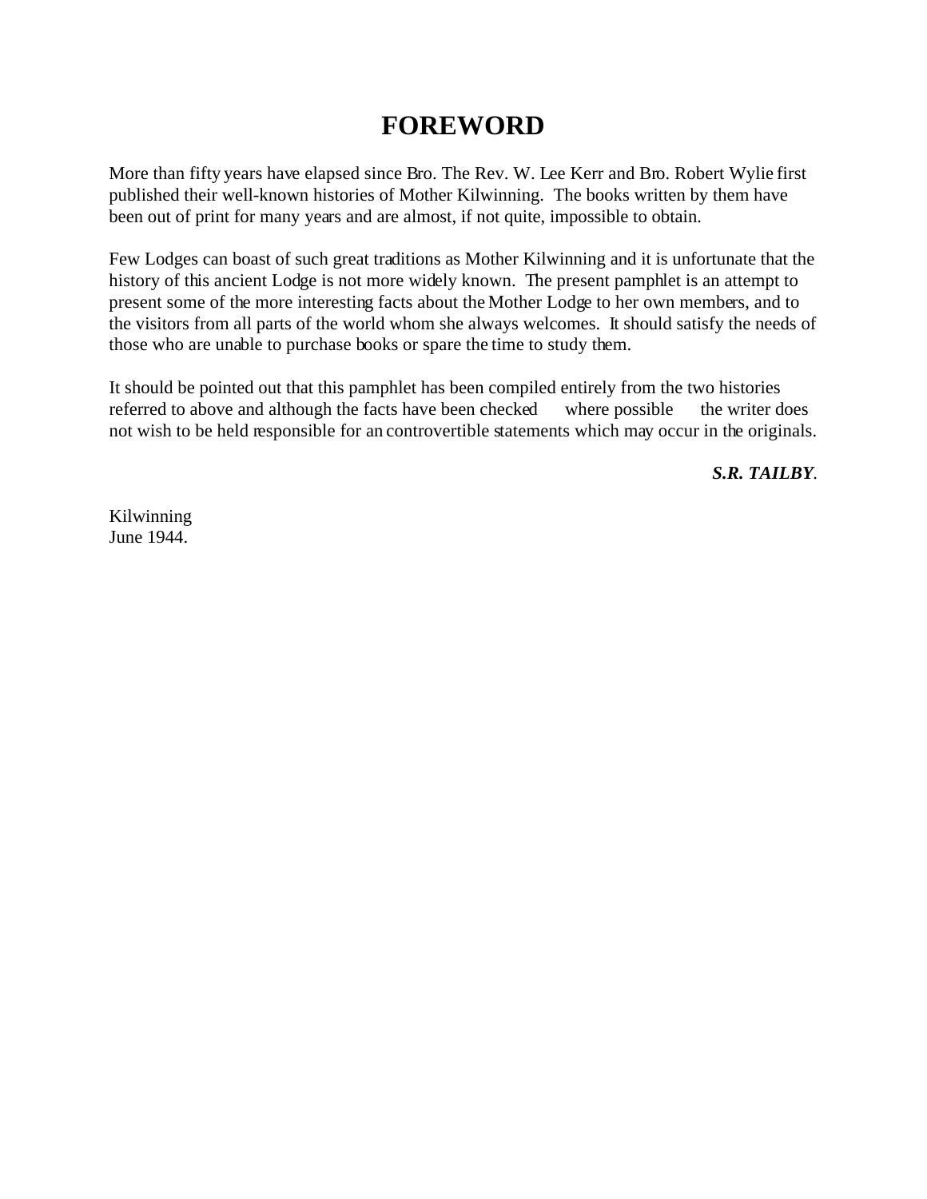# FOREWORD

More than fifty years have elapsed since Bro. The Rev. W. Lee Kerr and Bro. Robert Wylie first published their well-known histories of Mother Kilwinning. The books written by them have been out of print for many years and are almost, if not quite, impossible to obtain.

Few Lodges can boast of such great traditions as Mother Kilwinning and it is unfortunate that the history of this ancient Lodge is not more widely known. The present pamphlet is an attempt to present some of the more interesting facts about the Mother Lodge to her own members, and to the visitors from all parts of the world whom she always welcomes. It should satisfy the needs of those who are unable to purchase books or spare the time to study them.

It should be pointed out that this pamphlet has been compiled entirely from the two histories referred to above and although the facts have been checked where possible the writer does not wish to be held responsible for an controvertible statements which may occur in the originals.

***S.R. TAILBY***.

Kilwinning
June 1944.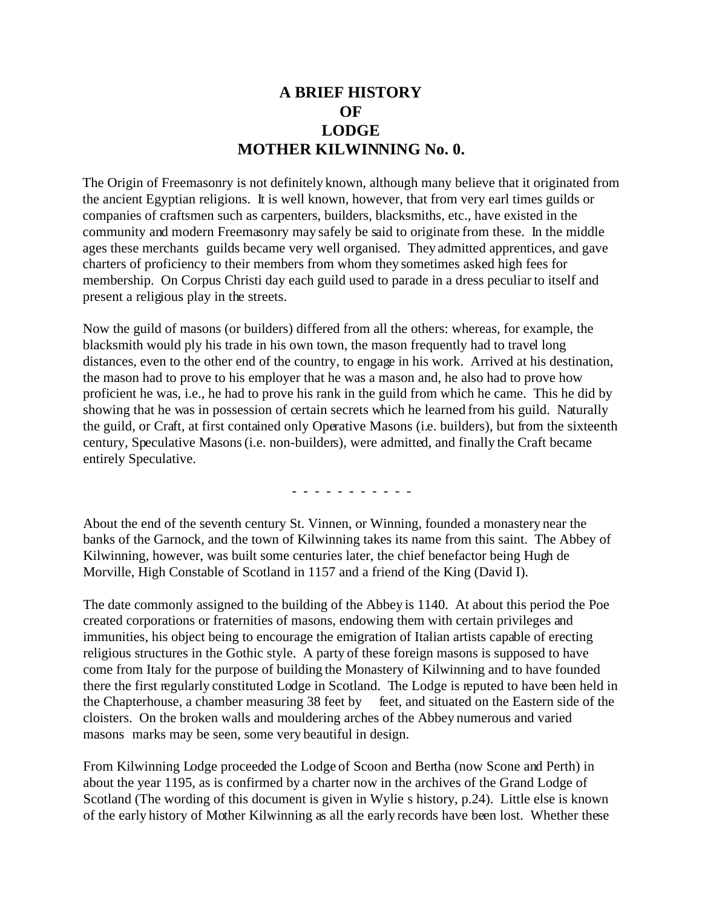# A BRIEF HISTORY OF LODGE MOTHER KILWINNING No. 0.

The Origin of Freemasonry is not definitely known, although many believe that it originated from the ancient Egyptian religions. It is well known, however, that from very earl times guilds or companies of craftsmen such as carpenters, builders, blacksmiths, etc., have existed in the community and modern Freemasonry may safely be said to originate from these. In the middle ages these merchants guilds became very well organised. They admitted apprentices, and gave charters of proficiency to their members from whom they sometimes asked high fees for membership. On Corpus Christi day each guild used to parade in a dress peculiar to itself and present a religious play in the streets.

Now the guild of masons (or builders) differed from all the others: whereas, for example, the blacksmith would ply his trade in his own town, the mason frequently had to travel long distances, even to the other end of the country, to engage in his work. Arrived at his destination, the mason had to prove to his employer that he was a mason and, he also had to prove how proficient he was, i.e., he had to prove his rank in the guild from which he came. This he did by showing that he was in possession of certain secrets which he learned from his guild. Naturally the guild, or Craft, at first contained only Operative Masons (i.e. builders), but from the sixteenth century, Speculative Masons (i.e. non-builders), were admitted, and finally the Craft became entirely Speculative.

- - - - - - - - - - -

About the end of the seventh century St. Vinnen, or Winning, founded a monastery near the banks of the Garnock, and the town of Kilwinning takes its name from this saint. The Abbey of Kilwinning, however, was built some centuries later, the chief benefactor being Hugh de Morville, High Constable of Scotland in 1157 and a friend of the King (David I).

The date commonly assigned to the building of the Abbey is 1140. At about this period the Poe created corporations or fraternities of masons, endowing them with certain privileges and immunities, his object being to encourage the emigration of Italian artists capable of erecting religious structures in the Gothic style. A party of these foreign masons is supposed to have come from Italy for the purpose of building the Monastery of Kilwinning and to have founded there the first regularly constituted Lodge in Scotland. The Lodge is reputed to have been held in the Chapterhouse, a chamber measuring 38 feet by feet, and situated on the Eastern side of the cloisters. On the broken walls and mouldering arches of the Abbey numerous and varied masons marks may be seen, some very beautiful in design.

From Kilwinning Lodge proceeded the Lodge of Scoon and Bertha (now Scone and Perth) in about the year 1195, as is confirmed by a charter now in the archives of the Grand Lodge of Scotland (The wording of this document is given in Wylie s history, p.24). Little else is known of the early history of Mother Kilwinning as all the early records have been lost. Whether these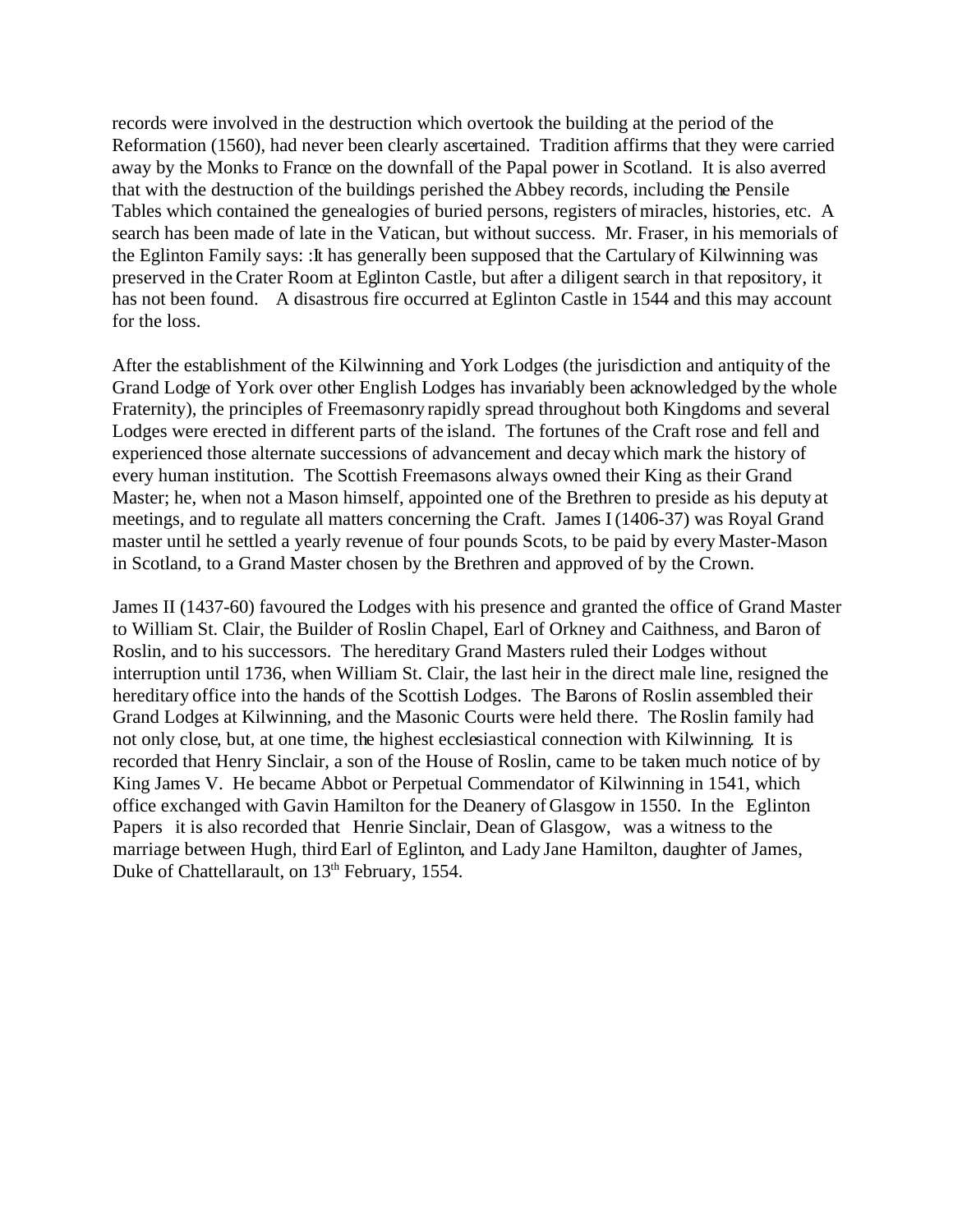records were involved in the destruction which overtook the building at the period of the Reformation (1560), had never been clearly ascertained. Tradition affirms that they were carried away by the Monks to France on the downfall of the Papal power in Scotland. It is also averred that with the destruction of the buildings perished the Abbey records, including the Pensile Tables which contained the genealogies of buried persons, registers of miracles, histories, etc. A search has been made of late in the Vatican, but without success. Mr. Fraser, in his memorials of the Eglinton Family says: :It has generally been supposed that the Cartulary of Kilwinning was preserved in the Crater Room at Eglinton Castle, but after a diligent search in that repository, it has not been found. A disastrous fire occurred at Eglinton Castle in 1544 and this may account for the loss.

After the establishment of the Kilwinning and York Lodges (the jurisdiction and antiquity of the Grand Lodge of York over other English Lodges has invariably been acknowledged by the whole Fraternity), the principles of Freemasonry rapidly spread throughout both Kingdoms and several Lodges were erected in different parts of the island. The fortunes of the Craft rose and fell and experienced those alternate successions of advancement and decay which mark the history of every human institution. The Scottish Freemasons always owned their King as their Grand Master; he, when not a Mason himself, appointed one of the Brethren to preside as his deputy at meetings, and to regulate all matters concerning the Craft. James I (1406-37) was Royal Grand master until he settled a yearly revenue of four pounds Scots, to be paid by every Master-Mason in Scotland, to a Grand Master chosen by the Brethren and approved of by the Crown.

James II (1437-60) favoured the Lodges with his presence and granted the office of Grand Master to William St. Clair, the Builder of Roslin Chapel, Earl of Orkney and Caithness, and Baron of Roslin, and to his successors. The hereditary Grand Masters ruled their Lodges without interruption until 1736, when William St. Clair, the last heir in the direct male line, resigned the hereditary office into the hands of the Scottish Lodges. The Barons of Roslin assembled their Grand Lodges at Kilwinning, and the Masonic Courts were held there. The Roslin family had not only close, but, at one time, the highest ecclesiastical connection with Kilwinning. It is recorded that Henry Sinclair, a son of the House of Roslin, came to be taken much notice of by King James V. He became Abbot or Perpetual Commendator of Kilwinning in 1541, which office exchanged with Gavin Hamilton for the Deanery of Glasgow in 1550. In the Eglinton Papers it is also recorded that Henrie Sinclair, Dean of Glasgow, was a witness to the marriage between Hugh, third Earl of Eglinton, and Lady Jane Hamilton, daughter of James, Duke of Chattellarault, on 13th February, 1554.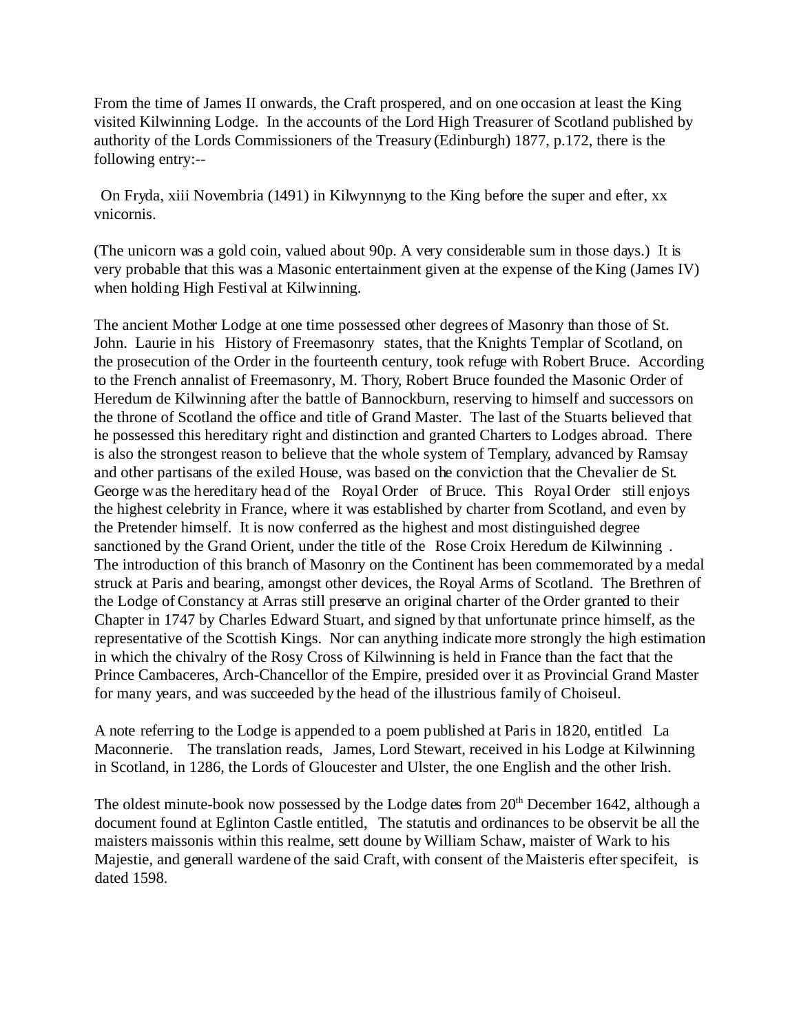From the time of James II onwards, the Craft prospered, and on one occasion at least the King visited Kilwinning Lodge. In the accounts of the Lord High Treasurer of Scotland published by authority of the Lords Commissioners of the Treasury (Edinburgh) 1877, p.172, there is the following entry:--

On Fryda, xiii Novembria (1491) in Kilwynnyng to the King before the super and efter, xx vnicornis.

(The unicorn was a gold coin, valued about 90p. A very considerable sum in those days.) It is very probable that this was a Masonic entertainment given at the expense of the King (James IV) when holding High Festival at Kilwinning.

The ancient Mother Lodge at one time possessed other degrees of Masonry than those of St. John. Laurie in his History of Freemasonry states, that the Knights Templar of Scotland, on the prosecution of the Order in the fourteenth century, took refuge with Robert Bruce. According to the French annalist of Freemasonry, M. Thory, Robert Bruce founded the Masonic Order of Heredum de Kilwinning after the battle of Bannockburn, reserving to himself and successors on the throne of Scotland the office and title of Grand Master. The last of the Stuarts believed that he possessed this hereditary right and distinction and granted Charters to Lodges abroad. There is also the strongest reason to believe that the whole system of Templary, advanced by Ramsay and other partisans of the exiled House, was based on the conviction that the Chevalier de St. George was the hereditary head of the Royal Order of Bruce. This Royal Order still enjoys the highest celebrity in France, where it was established by charter from Scotland, and even by the Pretender himself. It is now conferred as the highest and most distinguished degree sanctioned by the Grand Orient, under the title of the Rose Croix Heredum de Kilwinning . The introduction of this branch of Masonry on the Continent has been commemorated by a medal struck at Paris and bearing, amongst other devices, the Royal Arms of Scotland. The Brethren of the Lodge of Constancy at Arras still preserve an original charter of the Order granted to their Chapter in 1747 by Charles Edward Stuart, and signed by that unfortunate prince himself, as the representative of the Scottish Kings. Nor can anything indicate more strongly the high estimation in which the chivalry of the Rosy Cross of Kilwinning is held in France than the fact that the Prince Cambaceres, Arch-Chancellor of the Empire, presided over it as Provincial Grand Master for many years, and was succeeded by the head of the illustrious family of Choiseul.

A note referring to the Lodge is appended to a poem published at Paris in 1820, entitled La Maconnerie. The translation reads, James, Lord Stewart, received in his Lodge at Kilwinning in Scotland, in 1286, the Lords of Gloucester and Ulster, the one English and the other Irish.

The oldest minute-book now possessed by the Lodge dates from 20th December 1642, although a document found at Eglinton Castle entitled, The statutis and ordinances to be observit be all the maisters maissonis within this realme, sett doune by William Schaw, maister of Wark to his Majestie, and generall wardene of the said Craft, with consent of the Maisteris efter specifeit, is dated 1598.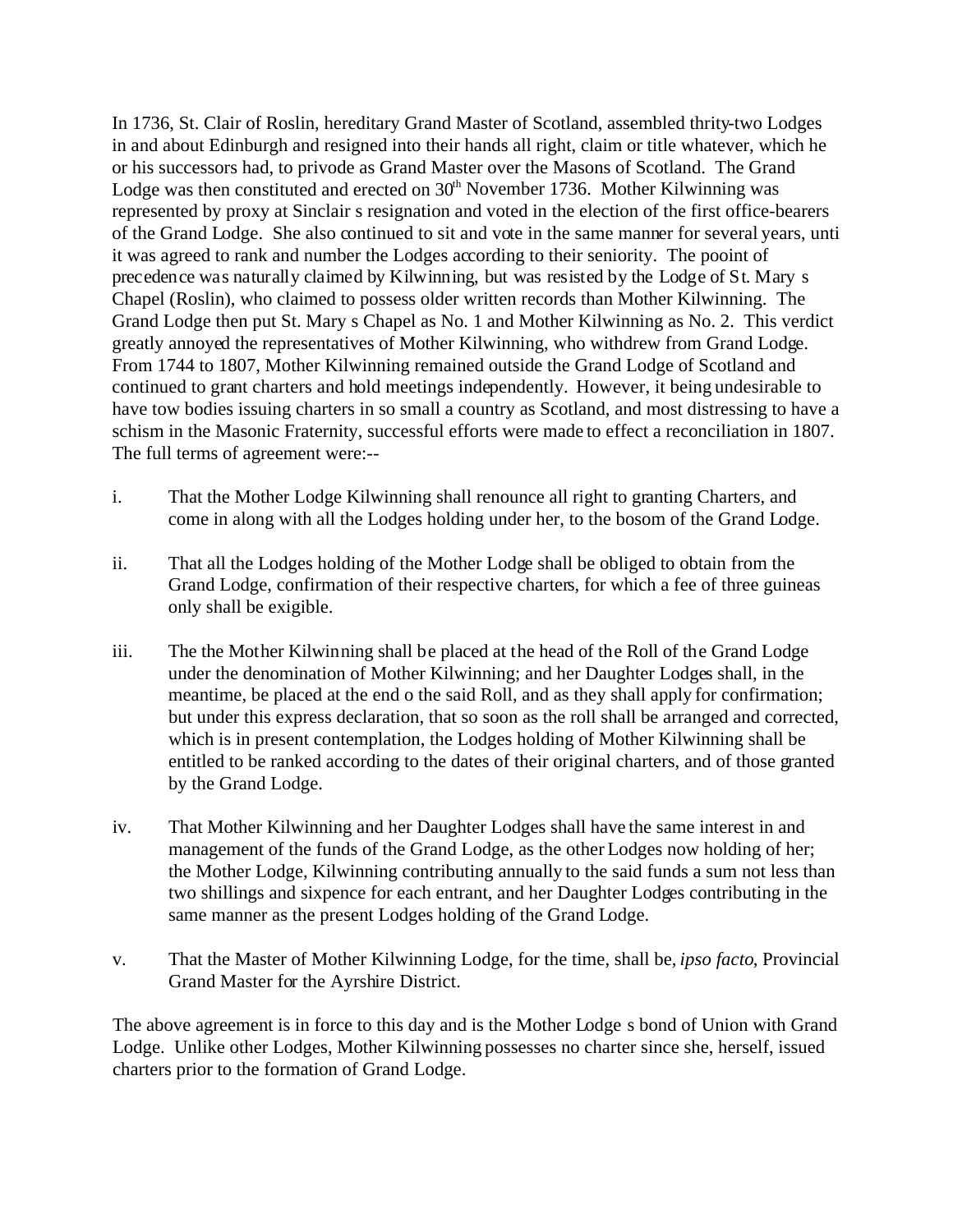In 1736, St. Clair of Roslin, hereditary Grand Master of Scotland, assembled thrity-two Lodges in and about Edinburgh and resigned into their hands all right, claim or title whatever, which he or his successors had, to privode as Grand Master over the Masons of Scotland. The Grand Lodge was then constituted and erected on 30th November 1736. Mother Kilwinning was represented by proxy at Sinclair s resignation and voted in the election of the first office-bearers of the Grand Lodge. She also continued to sit and vote in the same manner for several years, unti it was agreed to rank and number the Lodges according to their seniority. The pooint of precedence was naturally claimed by Kilwinning, but was resisted by the Lodge of St. Mary s Chapel (Roslin), who claimed to possess older written records than Mother Kilwinning. The Grand Lodge then put St. Mary s Chapel as No. 1 and Mother Kilwinning as No. 2. This verdict greatly annoyed the representatives of Mother Kilwinning, who withdrew from Grand Lodge. From 1744 to 1807, Mother Kilwinning remained outside the Grand Lodge of Scotland and continued to grant charters and hold meetings independently. However, it being undesirable to have tow bodies issuing charters in so small a country as Scotland, and most distressing to have a schism in the Masonic Fraternity, successful efforts were made to effect a reconciliation in 1807. The full terms of agreement were:--

i. That the Mother Lodge Kilwinning shall renounce all right to granting Charters, and come in along with all the Lodges holding under her, to the bosom of the Grand Lodge.

ii. That all the Lodges holding of the Mother Lodge shall be obliged to obtain from the Grand Lodge, confirmation of their respective charters, for which a fee of three guineas only shall be exigible.

iii. The the Mother Kilwinning shall be placed at the head of the Roll of the Grand Lodge under the denomination of Mother Kilwinning; and her Daughter Lodges shall, in the meantime, be placed at the end o the said Roll, and as they shall apply for confirmation; but under this express declaration, that so soon as the roll shall be arranged and corrected, which is in present contemplation, the Lodges holding of Mother Kilwinning shall be entitled to be ranked according to the dates of their original charters, and of those granted by the Grand Lodge.

iv. That Mother Kilwinning and her Daughter Lodges shall have the same interest in and management of the funds of the Grand Lodge, as the other Lodges now holding of her; the Mother Lodge, Kilwinning contributing annually to the said funds a sum not less than two shillings and sixpence for each entrant, and her Daughter Lodges contributing in the same manner as the present Lodges holding of the Grand Lodge.

v. That the Master of Mother Kilwinning Lodge, for the time, shall be, *ipso facto*, Provincial Grand Master for the Ayrshire District.

The above agreement is in force to this day and is the Mother Lodge s bond of Union with Grand Lodge. Unlike other Lodges, Mother Kilwinning possesses no charter since she, herself, issued charters prior to the formation of Grand Lodge.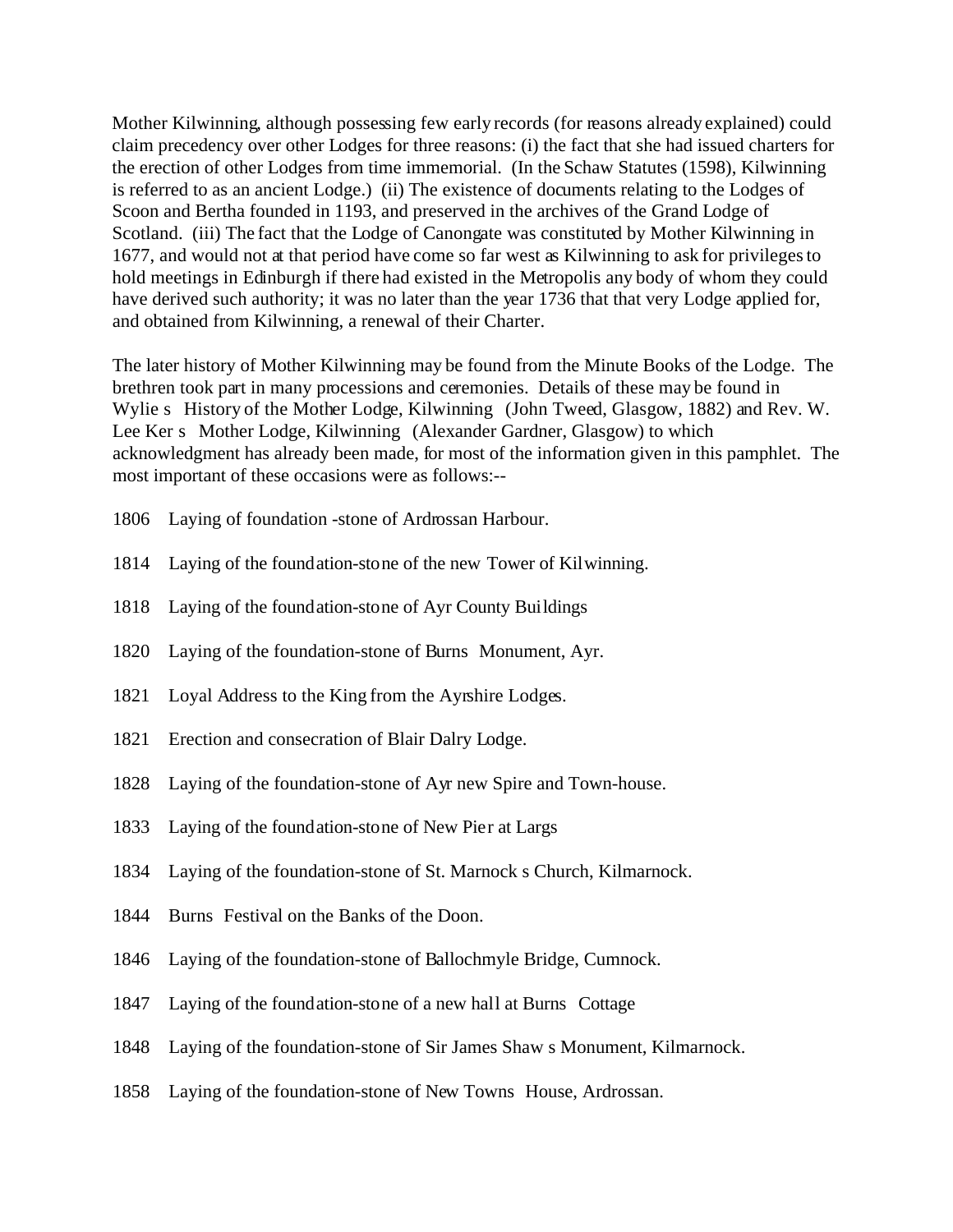Mother Kilwinning, although possessing few early records (for reasons already explained) could claim precedency over other Lodges for three reasons: (i) the fact that she had issued charters for the erection of other Lodges from time immemorial. (In the Schaw Statutes (1598), Kilwinning is referred to as an ancient Lodge.) (ii) The existence of documents relating to the Lodges of Scoon and Bertha founded in 1193, and preserved in the archives of the Grand Lodge of Scotland. (iii) The fact that the Lodge of Canongate was constituted by Mother Kilwinning in 1677, and would not at that period have come so far west as Kilwinning to ask for privileges to hold meetings in Edinburgh if there had existed in the Metropolis any body of whom they could have derived such authority; it was no later than the year 1736 that that very Lodge applied for, and obtained from Kilwinning, a renewal of their Charter.

The later history of Mother Kilwinning may be found from the Minute Books of the Lodge. The brethren took part in many processions and ceremonies. Details of these may be found in Wylie s History of the Mother Lodge, Kilwinning (John Tweed, Glasgow, 1882) and Rev. W. Lee Ker s Mother Lodge, Kilwinning (Alexander Gardner, Glasgow) to which acknowledgment has already been made, for most of the information given in this pamphlet. The most important of these occasions were as follows:--

1806 Laying of foundation -stone of Ardrossan Harbour.

1814 Laying of the foundation-stone of the new Tower of Kilwinning.

1818 Laying of the foundation-stone of Ayr County Buildings

1820 Laying of the foundation-stone of Burns Monument, Ayr.

1821 Loyal Address to the King from the Ayrshire Lodges.

1821 Erection and consecration of Blair Dalry Lodge.

1828 Laying of the foundation-stone of Ayr new Spire and Town-house.

1833 Laying of the foundation-stone of New Pier at Largs

1834 Laying of the foundation-stone of St. Marnock s Church, Kilmarnock.

1844 Burns Festival on the Banks of the Doon.

1846 Laying of the foundation-stone of Ballochmyle Bridge, Cumnock.

1847 Laying of the foundation-stone of a new hall at Burns Cottage

1848 Laying of the foundation-stone of Sir James Shaw s Monument, Kilmarnock.

1858 Laying of the foundation-stone of New Towns House, Ardrossan.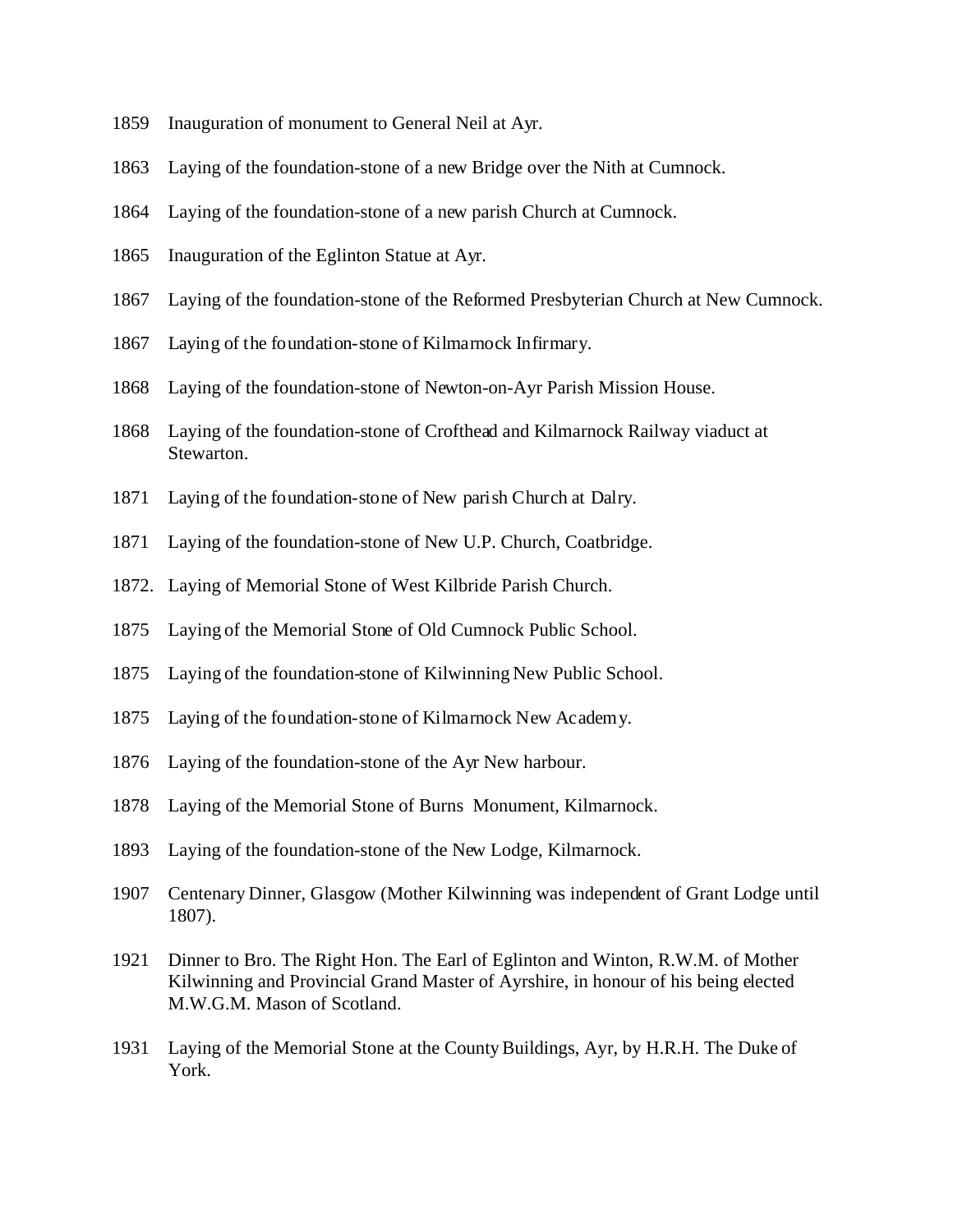1859 Inauguration of monument to General Neil at Ayr.

1863 Laying of the foundation-stone of a new Bridge over the Nith at Cumnock.

1864 Laying of the foundation-stone of a new parish Church at Cumnock.

1865 Inauguration of the Eglinton Statue at Ayr.

1867 Laying of the foundation-stone of the Reformed Presbyterian Church at New Cumnock.

1867 Laying of the foundation-stone of Kilmarnock Infirmary.

1868 Laying of the foundation-stone of Newton-on-Ayr Parish Mission House.

1868 Laying of the foundation-stone of Crofthead and Kilmarnock Railway viaduct at Stewarton.

1871 Laying of the foundation-stone of New parish Church at Dalry.

1871 Laying of the foundation-stone of New U.P. Church, Coatbridge.

1872. Laying of Memorial Stone of West Kilbride Parish Church.

1875 Laying of the Memorial Stone of Old Cumnock Public School.

1875 Laying of the foundation-stone of Kilwinning New Public School.

1875 Laying of the foundation-stone of Kilmarnock New Academy.

1876 Laying of the foundation-stone of the Ayr New harbour.

1878 Laying of the Memorial Stone of Burns Monument, Kilmarnock.

1893 Laying of the foundation-stone of the New Lodge, Kilmarnock.

1907 Centenary Dinner, Glasgow (Mother Kilwinning was independent of Grant Lodge until 1807).

1921 Dinner to Bro. The Right Hon. The Earl of Eglinton and Winton, R.W.M. of Mother Kilwinning and Provincial Grand Master of Ayrshire, in honour of his being elected M.W.G.M. Mason of Scotland.

1931 Laying of the Memorial Stone at the County Buildings, Ayr, by H.R.H. The Duke of York.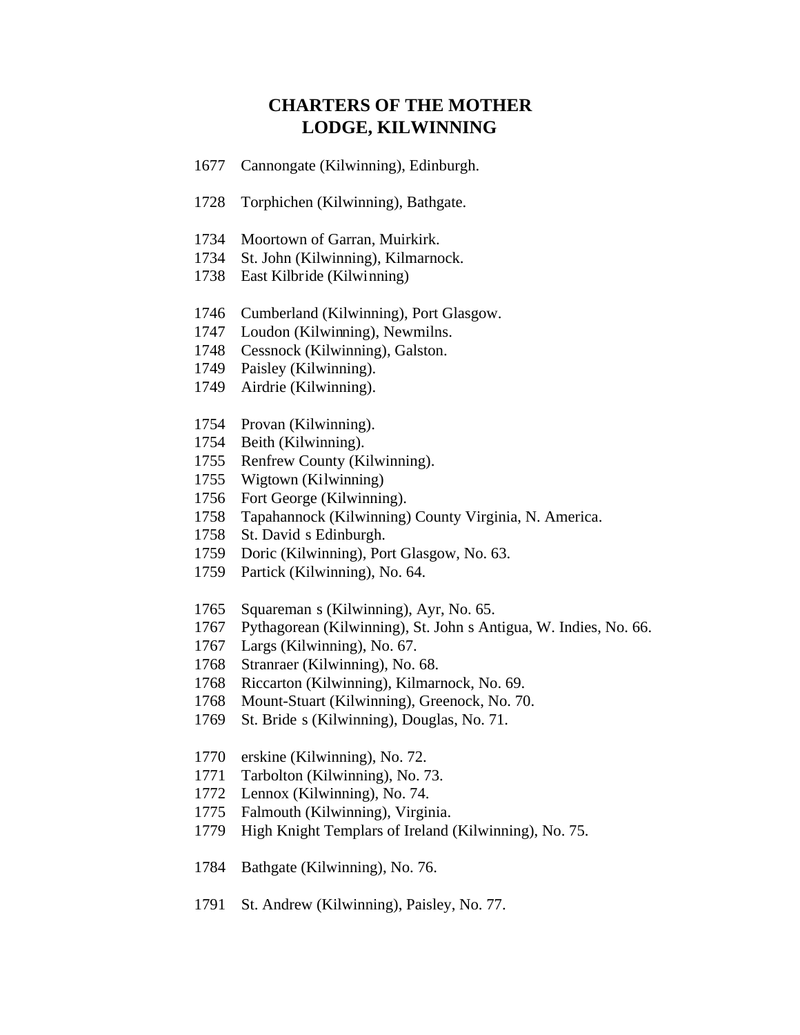# CHARTERS OF THE MOTHER LODGE, KILWINNING

1677 Cannongate (Kilwinning), Edinburgh.

1728 Torphichen (Kilwinning), Bathgate.

1734 Moortown of Garran, Muirkirk.
1734 St. John (Kilwinning), Kilmarnock.
1738 East Kilbride (Kilwinning)

1746 Cumberland (Kilwinning), Port Glasgow.
1747 Loudon (Kilwinning), Newmilns.
1748 Cessnock (Kilwinning), Galston.
1749 Paisley (Kilwinning).
1749 Airdrie (Kilwinning).

1754 Provan (Kilwinning).
1754 Beith (Kilwinning).
1755 Renfrew County (Kilwinning).
1755 Wigtown (Kilwinning)
1756 Fort George (Kilwinning).
1758 Tapahannock (Kilwinning) County Virginia, N. America.
1758 St. David s Edinburgh.
1759 Doric (Kilwinning), Port Glasgow, No. 63.
1759 Partick (Kilwinning), No. 64.

1765 Squareman s (Kilwinning), Ayr, No. 65.
1767 Pythagorean (Kilwinning), St. John s Antigua, W. Indies, No. 66.
1767 Largs (Kilwinning), No. 67.
1768 Stranraer (Kilwinning), No. 68.
1768 Riccarton (Kilwinning), Kilmarnock, No. 69.
1768 Mount-Stuart (Kilwinning), Greenock, No. 70.
1769 St. Bride s (Kilwinning), Douglas, No. 71.

1770 erskine (Kilwinning), No. 72.
1771 Tarbolton (Kilwinning), No. 73.
1772 Lennox (Kilwinning), No. 74.
1775 Falmouth (Kilwinning), Virginia.
1779 High Knight Templars of Ireland (Kilwinning), No. 75.

1784 Bathgate (Kilwinning), No. 76.

1791 St. Andrew (Kilwinning), Paisley, No. 77.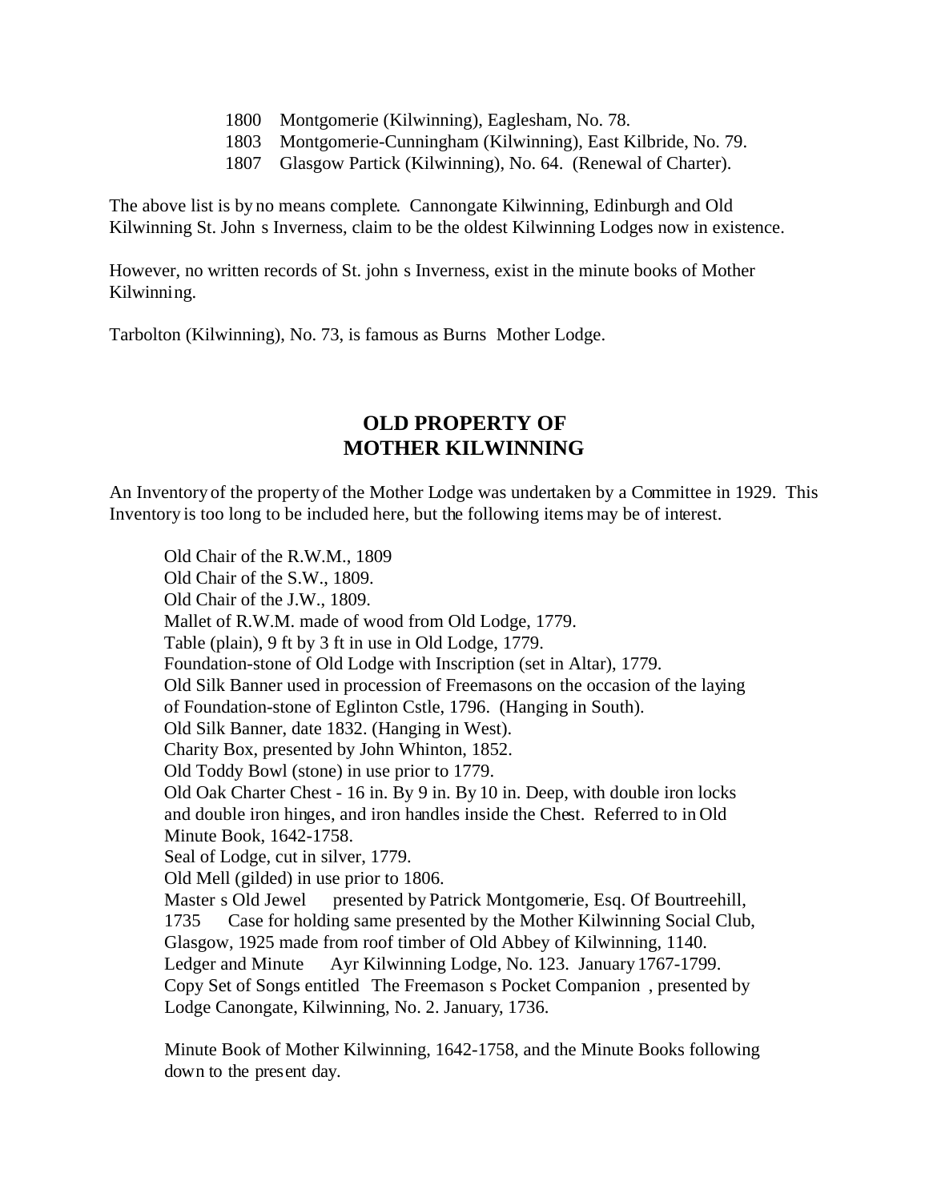1800 Montgomerie (Kilwinning), Eaglesham, No. 78.
1803 Montgomerie-Cunningham (Kilwinning), East Kilbride, No. 79.
1807 Glasgow Partick (Kilwinning), No. 64. (Renewal of Charter).

The above list is by no means complete. Cannongate Kilwinning, Edinburgh and Old Kilwinning St. John s Inverness, claim to be the oldest Kilwinning Lodges now in existence.

However, no written records of St. john s Inverness, exist in the minute books of Mother Kilwinning.

Tarbolton (Kilwinning), No. 73, is famous as Burns Mother Lodge.

## OLD PROPERTY OF MOTHER KILWINNING

An Inventory of the property of the Mother Lodge was undertaken by a Committee in 1929. This Inventory is too long to be included here, but the following items may be of interest.

Old Chair of the R.W.M., 1809
Old Chair of the S.W., 1809.
Old Chair of the J.W., 1809.
Mallet of R.W.M. made of wood from Old Lodge, 1779.
Table (plain), 9 ft by 3 ft in use in Old Lodge, 1779.
Foundation-stone of Old Lodge with Inscription (set in Altar), 1779.
Old Silk Banner used in procession of Freemasons on the occasion of the laying of Foundation-stone of Eglinton Cstle, 1796. (Hanging in South).
Old Silk Banner, date 1832. (Hanging in West).
Charity Box, presented by John Whinton, 1852.
Old Toddy Bowl (stone) in use prior to 1779.
Old Oak Charter Chest - 16 in. By 9 in. By 10 in. Deep, with double iron locks and double iron hinges, and iron handles inside the Chest. Referred to in Old Minute Book, 1642-1758.
Seal of Lodge, cut in silver, 1779.
Old Mell (gilded) in use prior to 1806.
Master s Old Jewel presented by Patrick Montgomerie, Esq. Of Bourtreehill, 1735 Case for holding same presented by the Mother Kilwinning Social Club, Glasgow, 1925 made from roof timber of Old Abbey of Kilwinning, 1140.
Ledger and Minute Ayr Kilwinning Lodge, No. 123. January 1767-1799.
Copy Set of Songs entitled The Freemason s Pocket Companion , presented by Lodge Canongate, Kilwinning, No. 2. January, 1736.

Minute Book of Mother Kilwinning, 1642-1758, and the Minute Books following down to the present day.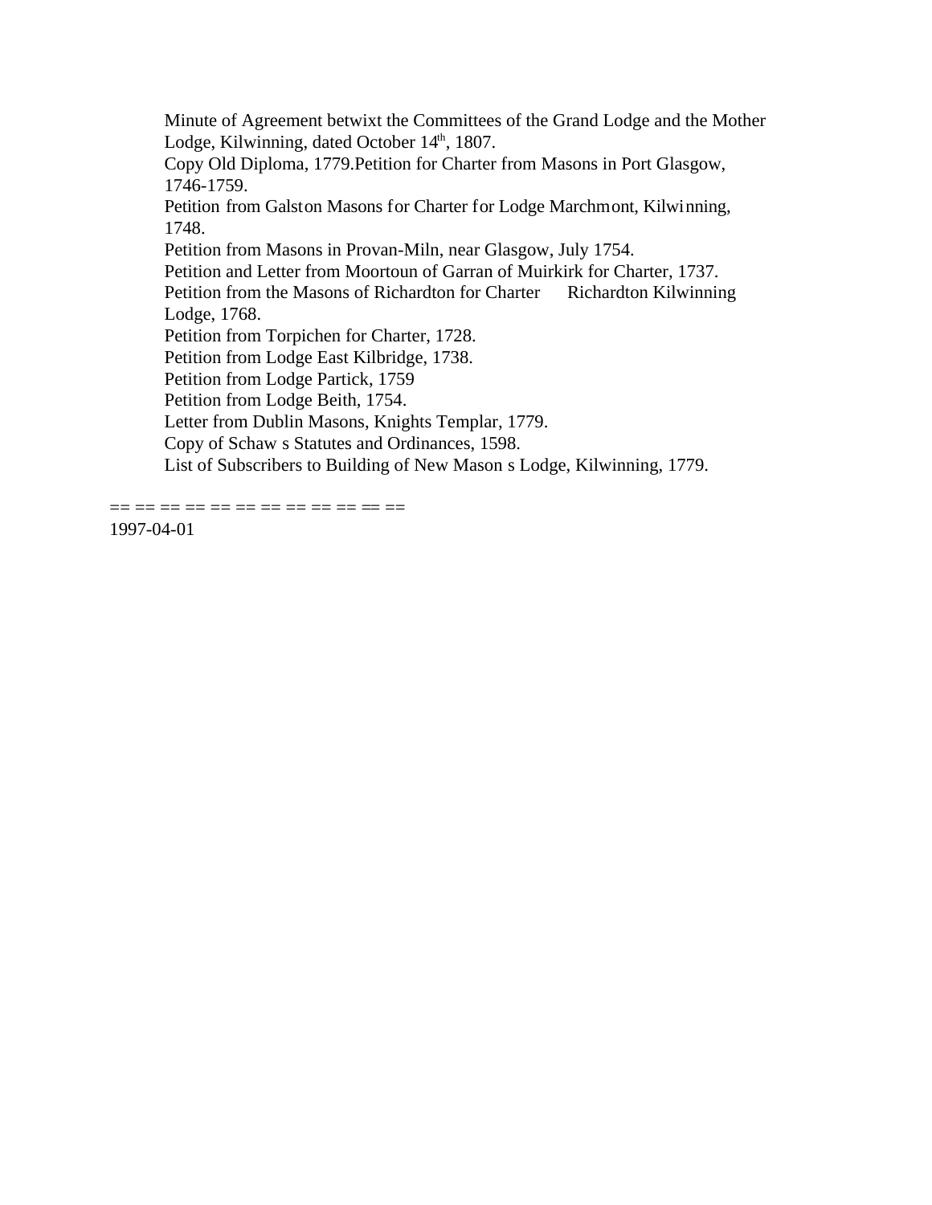Minute of Agreement betwixt the Committees of the Grand Lodge and the Mother Lodge, Kilwinning, dated October 14th, 1807.
Copy Old Diploma, 1779.Petition for Charter from Masons in Port Glasgow, 1746-1759.
Petition from Galston Masons for Charter for Lodge Marchmont, Kilwinning, 1748.
Petition from Masons in Provan-Miln, near Glasgow, July 1754.
Petition and Letter from Moortoun of Garran of Muirkirk for Charter, 1737.
Petition from the Masons of Richardton for Charter Richardton Kilwinning Lodge, 1768.
Petition from Torpichen for Charter, 1728.
Petition from Lodge East Kilbridge, 1738.
Petition from Lodge Partick, 1759
Petition from Lodge Beith, 1754.
Letter from Dublin Masons, Knights Templar, 1779.
Copy of Schaw s Statutes and Ordinances, 1598.
List of Subscribers to Building of New Mason s Lodge, Kilwinning, 1779.

== == == == == == == == == == == ==
1997-04-01